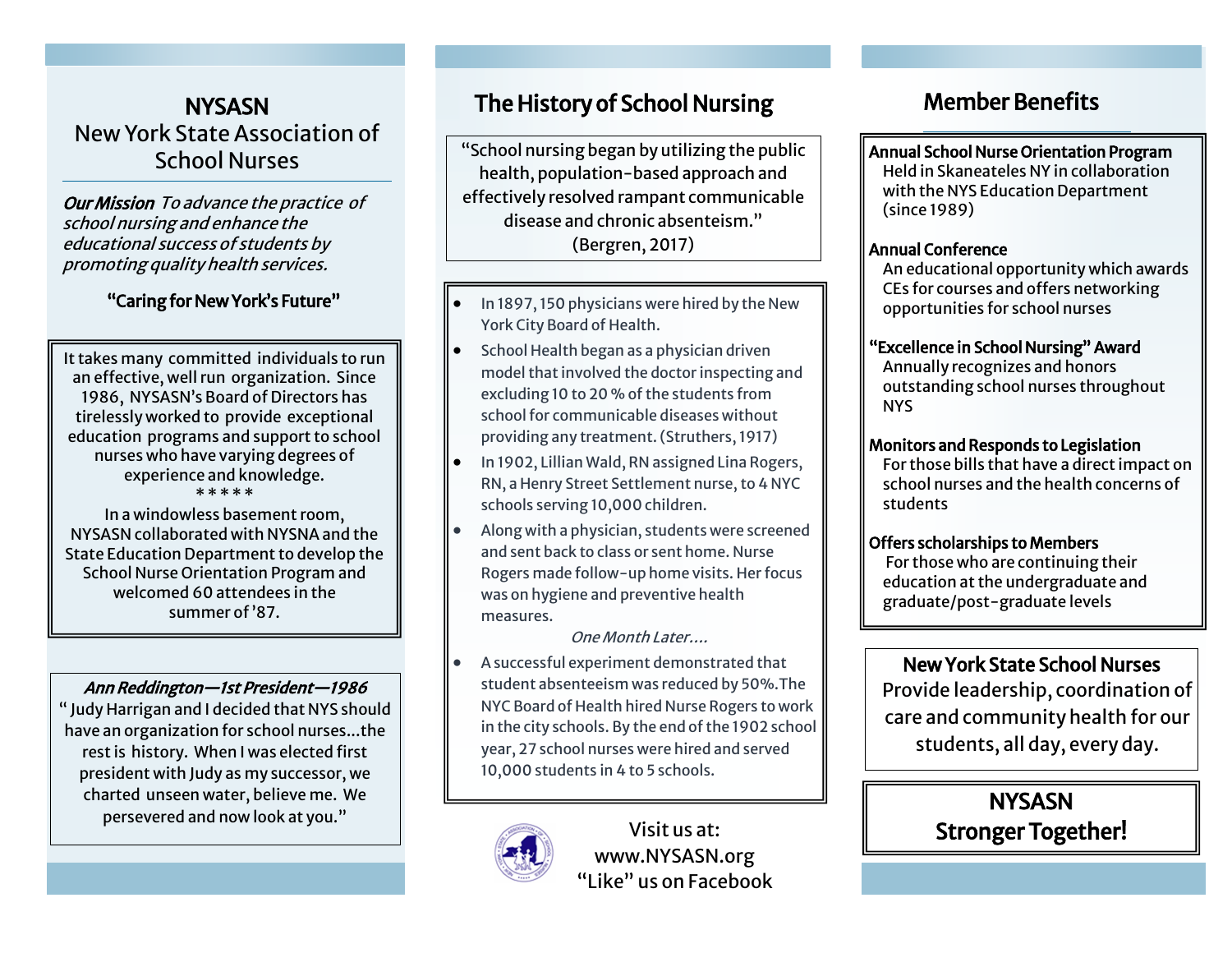# NYSASN

## New York State Association of School Nurses

***Our Mission*** *To advance the practice of school nursing and enhance the educational success of students by promoting quality health services.*

**"Caring for New York's Future"**

It takes many committed individuals to run an effective, well run organization. Since 1986, NYSASN's Board of Directors has tirelessly worked to provide exceptional education programs and support to school nurses who have varying degrees of experience and knowledge.

\* \* \* \* \*

In a windowless basement room, NYSASN collaborated with NYSNA and the State Education Department to develop the School Nurse Orientation Program and welcomed 60 attendees in the summer of '87.

***Ann Reddington—1st President—1986***

" Judy Harrigan and I decided that NYS should have an organization for school nurses...the rest is history. When I was elected first president with Judy as my successor, we charted unseen water, believe me. We persevered and now look at you."

## The History of School Nursing

"School nursing began by utilizing the public health, population-based approach and effectively resolved rampant communicable disease and chronic absenteism."
(Bergren, 2017)

- In 1897, 150 physicians were hired by the New York City Board of Health.
- School Health began as a physician driven model that involved the doctor inspecting and excluding 10 to 20 % of the students from school for communicable diseases without providing any treatment. (Struthers, 1917)
- In 1902, Lillian Wald, RN assigned Lina Rogers, RN, a Henry Street Settlement nurse, to 4 NYC schools serving 10,000 children.
- Along with a physician, students were screened and sent back to class or sent home. Nurse Rogers made follow-up home visits. Her focus was on hygiene and preventive health measures.

  *One Month Later....*
- A successful experiment demonstrated that student absenteeism was reduced by 50%.The NYC Board of Health hired Nurse Rogers to work in the city schools. By the end of the 1902 school year, 27 school nurses were hired and served 10,000 students in 4 to 5 schools.

Visit us at:
www.NYSASN.org
"Like" us on Facebook

## Member Benefits

**Annual School Nurse Orientation Program**
Held in Skaneateles NY in collaboration with the NYS Education Department (since 1989)

**Annual Conference**
An educational opportunity which awards CEs for courses and offers networking opportunities for school nurses

**"Excellence in School Nursing" Award**
Annually recognizes and honors outstanding school nurses throughout NYS

**Monitors and Responds to Legislation**
For those bills that have a direct impact on school nurses and the health concerns of students

**Offers scholarships to Members**
For those who are continuing their education at the undergraduate and graduate/post-graduate levels

**New York State School Nurses**
Provide leadership, coordination of care and community health for our students, all day, every day.

**NYSASN**
**Stronger Together!**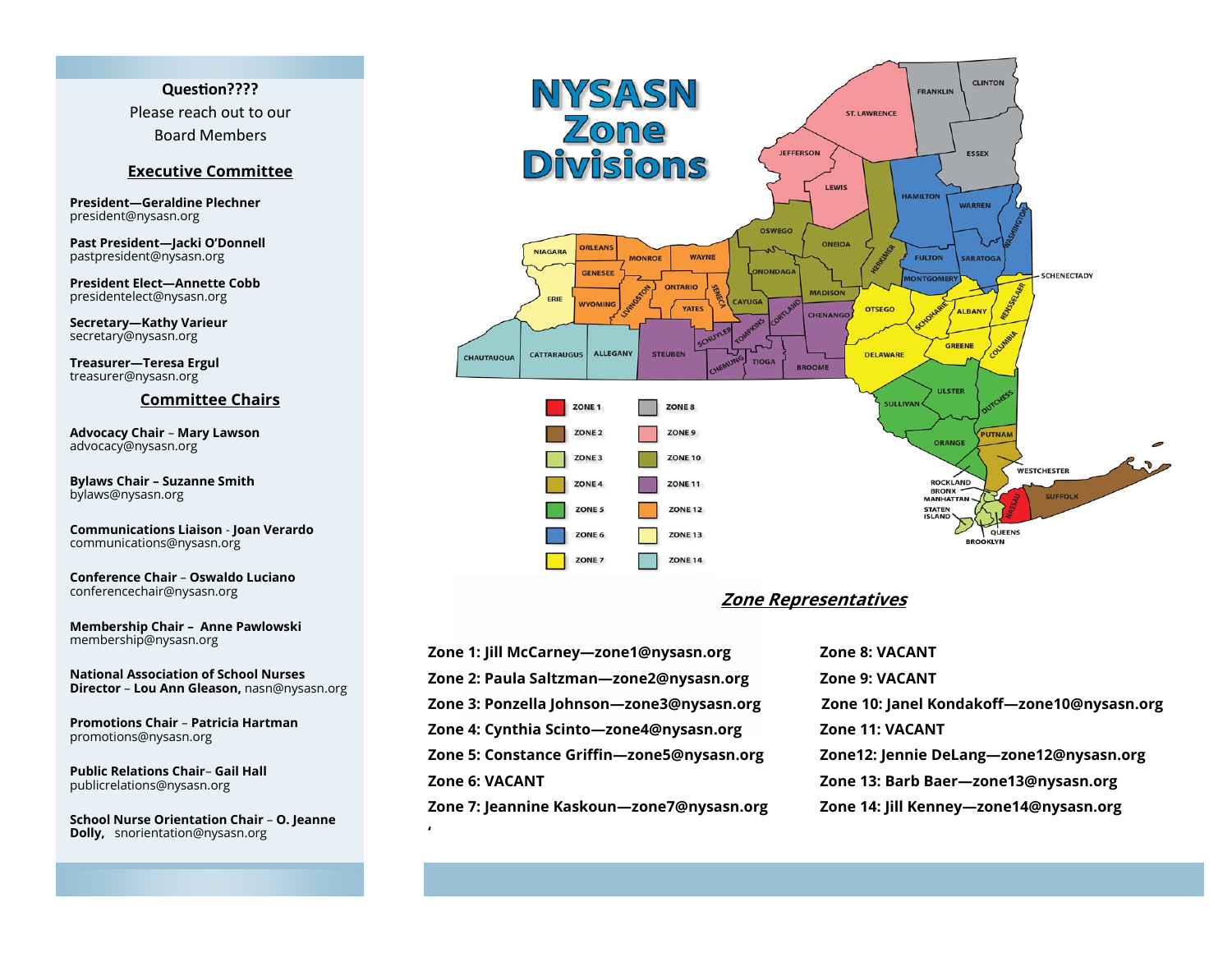**Question????**

Please reach out to our Board Members

## Executive Committee

**President—Geraldine Plechner**
president@nysasn.org

**Past President—Jacki O'Donnell**
pastpresident@nysasn.org

**President Elect—Annette Cobb**
presidentelect@nysasn.org

**Secretary—Kathy Varieur**
secretary@nysasn.org

**Treasurer—Teresa Ergul**
treasurer@nysasn.org

## Committee Chairs

**Advocacy Chair – Mary Lawson**
advocacy@nysasn.org

**Bylaws Chair – Suzanne Smith**
bylaws@nysasn.org

**Communications Liaison - Joan Verardo**
communications@nysasn.org

**Conference Chair – Oswaldo Luciano**
conferencechair@nysasn.org

**Membership Chair – Anne Pawlowski**
membership@nysasn.org

**National Association of School Nurses Director – Lou Ann Gleason,** nasn@nysasn.org

**Promotions Chair – Patricia Hartman**
promotions@nysasn.org

**Public Relations Chair– Gail Hall**
publicrelations@nysasn.org

**School Nurse Orientation Chair – O. Jeanne Dolly,** snorientation@nysasn.org

# NYSASN Zone Divisions

NIAGARA
ORLEANS
MONROE
WAYNE
GENESEE
ERIE
WYOMING
LIVINGSTON
ONTARIO
YATES
SENECA
CHAUTAUQUA
CATTARAUGUS
ALLEGANY
STEUBEN
SCHUYLER
CHEMUNG
TOMPKINS
TIOGA
CORTLAND
BROOME
CAYUGA
ONONDAGA
OSWEGO
ONEIDA
MADISON
CHENANGO
ST. LAWRENCE
JEFFERSON
LEWIS
HERKIMER
FRANKLIN
CLINTON
ESSEX
HAMILTON
WARREN
WASHINGTON
FULTON
SARATOGA
MONTGOMERY
SCHENECTADY
OTSEGO
SCHOHARIE
ALBANY
RENSSELAER
DELAWARE
GREENE
COLUMBIA
SULLIVAN
ULSTER
DUTCHESS
ORANGE
PUTNAM
WESTCHESTER
ROCKLAND
BRONX
MANHATTAN
STATEN ISLAND
NASSAU
SUFFOLK
QUEENS
BROOKLYN

ZONE 1
ZONE 2
ZONE 3
ZONE 4
ZONE 5
ZONE 6
ZONE 7
ZONE 8
ZONE 9
ZONE 10
ZONE 11
ZONE 12
ZONE 13
ZONE 14

## *Zone Representatives*

**Zone 1: Jill McCarney—zone1@nysasn.org**

**Zone 2: Paula Saltzman—zone2@nysasn.org**

**Zone 3: Ponzella Johnson—zone3@nysasn.org**

**Zone 4: Cynthia Scinto—zone4@nysasn.org**

**Zone 5: Constance Griffin—zone5@nysasn.org**

**Zone 6: VACANT**

**Zone 7: Jeannine Kaskoun—zone7@nysasn.org**

**Zone 8: VACANT**

**Zone 9: VACANT**

**Zone 10: Janel Kondakoff—zone10@nysasn.org**

**Zone 11: VACANT**

**Zone12: Jennie DeLang—zone12@nysasn.org**

**Zone 13: Barb Baer—zone13@nysasn.org**

**Zone 14: Jill Kenney—zone14@nysasn.org**